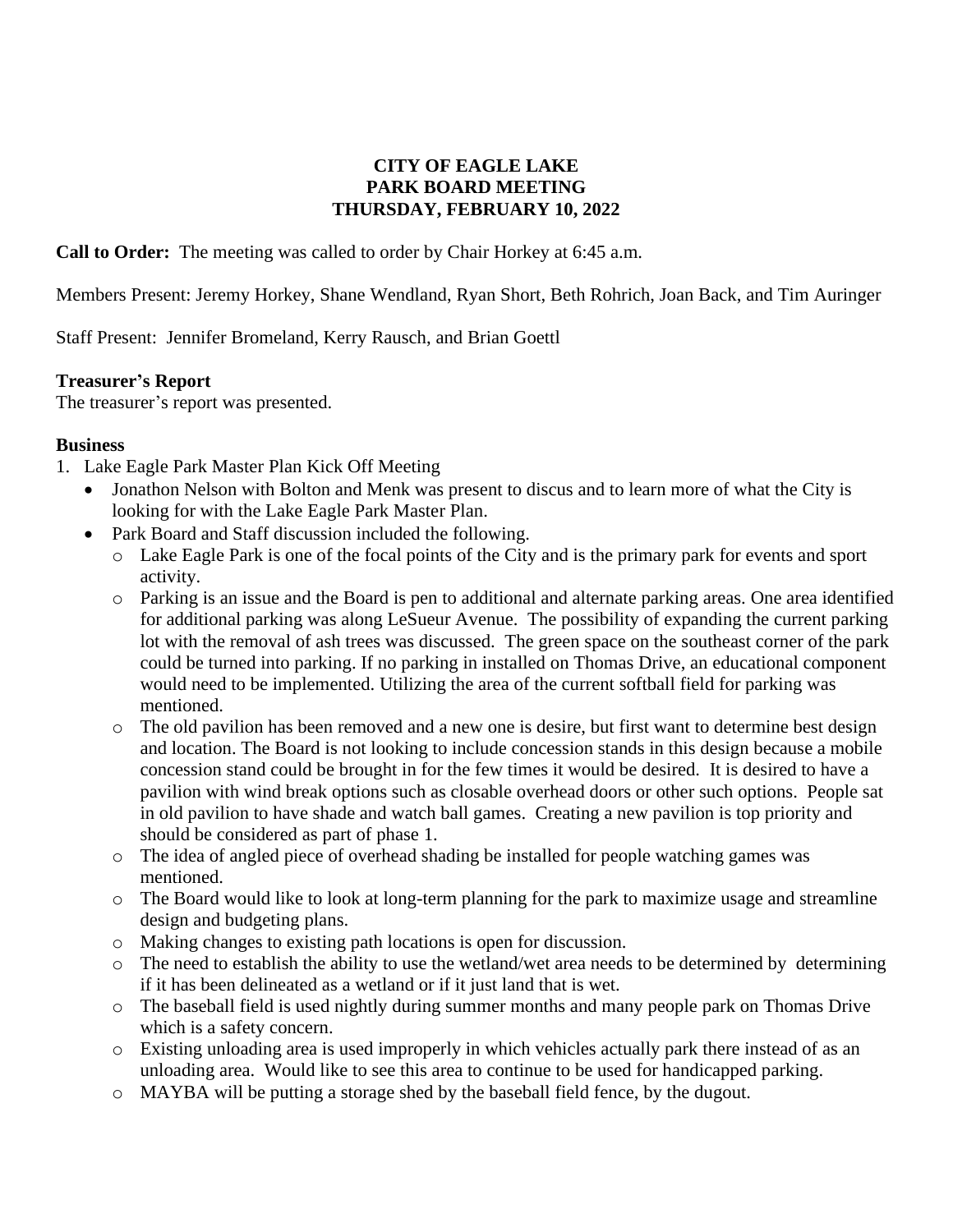**CITY OF EAGLE LAKE**
**PARK BOARD MEETING**
**THURSDAY, FEBRUARY 10, 2022**

**Call to Order:** The meeting was called to order by Chair Horkey at 6:45 a.m.

Members Present: Jeremy Horkey, Shane Wendland, Ryan Short, Beth Rohrich, Joan Back, and Tim Auringer

Staff Present: Jennifer Bromeland, Kerry Rausch, and Brian Goettl

**Treasurer's Report**
The treasurer's report was presented.

**Business**

1. Lake Eagle Park Master Plan Kick Off Meeting
   - Jonathon Nelson with Bolton and Menk was present to discus and to learn more of what the City is looking for with the Lake Eagle Park Master Plan.
   - Park Board and Staff discussion included the following.
     - Lake Eagle Park is one of the focal points of the City and is the primary park for events and sport activity.
     - Parking is an issue and the Board is pen to additional and alternate parking areas. One area identified for additional parking was along LeSueur Avenue. The possibility of expanding the current parking lot with the removal of ash trees was discussed. The green space on the southeast corner of the park could be turned into parking. If no parking in installed on Thomas Drive, an educational component would need to be implemented. Utilizing the area of the current softball field for parking was mentioned.
     - The old pavilion has been removed and a new one is desire, but first want to determine best design and location. The Board is not looking to include concession stands in this design because a mobile concession stand could be brought in for the few times it would be desired. It is desired to have a pavilion with wind break options such as closable overhead doors or other such options. People sat in old pavilion to have shade and watch ball games. Creating a new pavilion is top priority and should be considered as part of phase 1.
     - The idea of angled piece of overhead shading be installed for people watching games was mentioned.
     - The Board would like to look at long-term planning for the park to maximize usage and streamline design and budgeting plans.
     - Making changes to existing path locations is open for discussion.
     - The need to establish the ability to use the wetland/wet area needs to be determined by determining if it has been delineated as a wetland or if it just land that is wet.
     - The baseball field is used nightly during summer months and many people park on Thomas Drive which is a safety concern.
     - Existing unloading area is used improperly in which vehicles actually park there instead of as an unloading area. Would like to see this area to continue to be used for handicapped parking.
     - MAYBA will be putting a storage shed by the baseball field fence, by the dugout.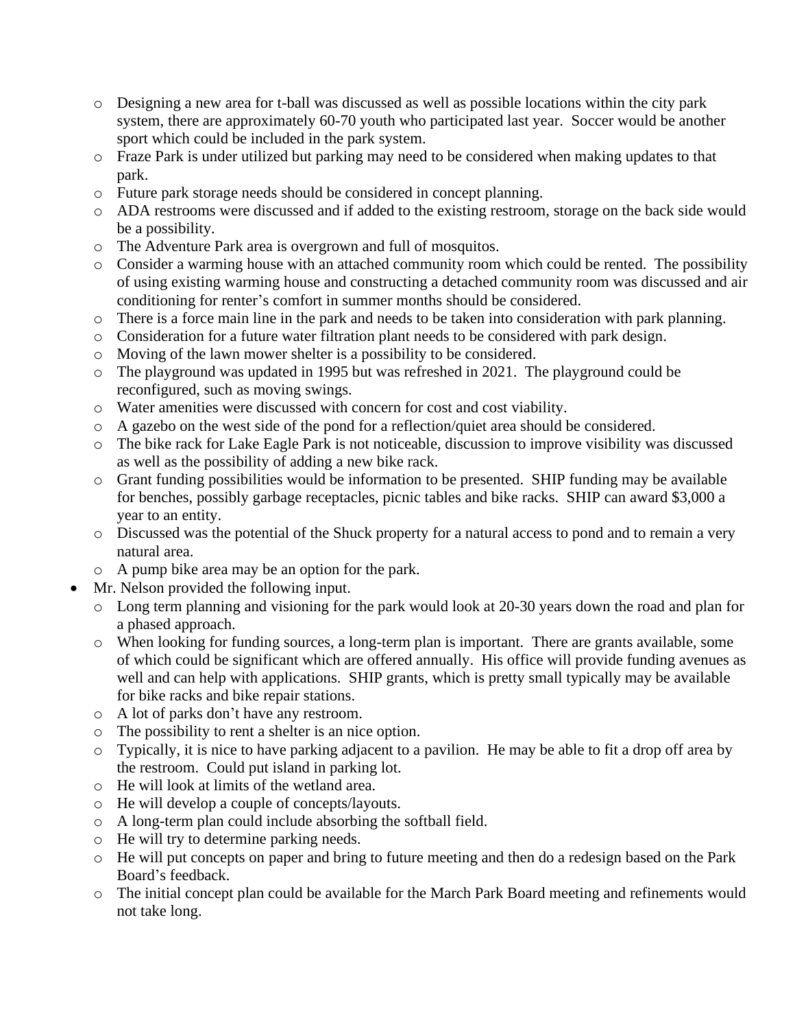- Designing a new area for t-ball was discussed as well as possible locations within the city park system, there are approximately 60-70 youth who participated last year. Soccer would be another sport which could be included in the park system.
  - Fraze Park is under utilized but parking may need to be considered when making updates to that park.
  - Future park storage needs should be considered in concept planning.
  - ADA restrooms were discussed and if added to the existing restroom, storage on the back side would be a possibility.
  - The Adventure Park area is overgrown and full of mosquitos.
  - Consider a warming house with an attached community room which could be rented. The possibility of using existing warming house and constructing a detached community room was discussed and air conditioning for renter's comfort in summer months should be considered.
  - There is a force main line in the park and needs to be taken into consideration with park planning.
  - Consideration for a future water filtration plant needs to be considered with park design.
  - Moving of the lawn mower shelter is a possibility to be considered.
  - The playground was updated in 1995 but was refreshed in 2021. The playground could be reconfigured, such as moving swings.
  - Water amenities were discussed with concern for cost and cost viability.
  - A gazebo on the west side of the pond for a reflection/quiet area should be considered.
  - The bike rack for Lake Eagle Park is not noticeable, discussion to improve visibility was discussed as well as the possibility of adding a new bike rack.
  - Grant funding possibilities would be information to be presented. SHIP funding may be available for benches, possibly garbage receptacles, picnic tables and bike racks. SHIP can award $3,000 a year to an entity.
  - Discussed was the potential of the Shuck property for a natural access to pond and to remain a very natural area.
  - A pump bike area may be an option for the park.
- Mr. Nelson provided the following input.
  - Long term planning and visioning for the park would look at 20-30 years down the road and plan for a phased approach.
  - When looking for funding sources, a long-term plan is important. There are grants available, some of which could be significant which are offered annually. His office will provide funding avenues as well and can help with applications. SHIP grants, which is pretty small typically may be available for bike racks and bike repair stations.
  - A lot of parks don't have any restroom.
  - The possibility to rent a shelter is an nice option.
  - Typically, it is nice to have parking adjacent to a pavilion. He may be able to fit a drop off area by the restroom. Could put island in parking lot.
  - He will look at limits of the wetland area.
  - He will develop a couple of concepts/layouts.
  - A long-term plan could include absorbing the softball field.
  - He will try to determine parking needs.
  - He will put concepts on paper and bring to future meeting and then do a redesign based on the Park Board's feedback.
  - The initial concept plan could be available for the March Park Board meeting and refinements would not take long.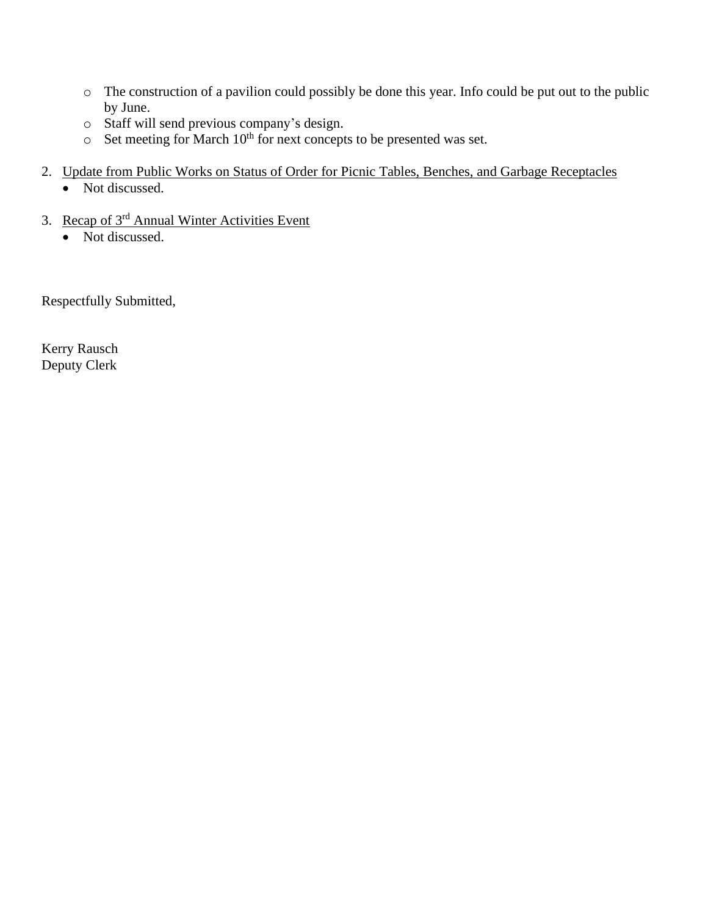- The construction of a pavilion could possibly be done this year. Info could be put out to the public by June.
   - Staff will send previous company's design.
   - Set meeting for March 10th for next concepts to be presented was set.

2. Update from Public Works on Status of Order for Picnic Tables, Benches, and Garbage Receptacles
   - Not discussed.

3. Recap of 3rd Annual Winter Activities Event
   - Not discussed.

Respectfully Submitted,

Kerry Rausch
Deputy Clerk